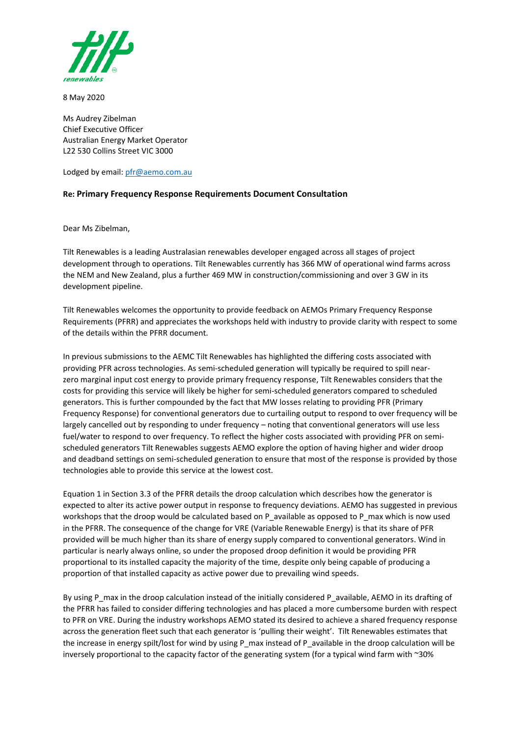8 May 2020

Ms Audrey Zibelman
Chief Executive Officer
Australian Energy Market Operator
L22 530 Collins Street VIC 3000

Lodged by email: pfr@aemo.com.au

**Re: Primary Frequency Response Requirements Document Consultation**

Dear Ms Zibelman,

Tilt Renewables is a leading Australasian renewables developer engaged across all stages of project development through to operations. Tilt Renewables currently has 366 MW of operational wind farms across the NEM and New Zealand, plus a further 469 MW in construction/commissioning and over 3 GW in its development pipeline.

Tilt Renewables welcomes the opportunity to provide feedback on AEMOs Primary Frequency Response Requirements (PFRR) and appreciates the workshops held with industry to provide clarity with respect to some of the details within the PFRR document.

In previous submissions to the AEMC Tilt Renewables has highlighted the differing costs associated with providing PFR across technologies. As semi-scheduled generation will typically be required to spill near-zero marginal input cost energy to provide primary frequency response, Tilt Renewables considers that the costs for providing this service will likely be higher for semi-scheduled generators compared to scheduled generators. This is further compounded by the fact that MW losses relating to providing PFR (Primary Frequency Response) for conventional generators due to curtailing output to respond to over frequency will be largely cancelled out by responding to under frequency – noting that conventional generators will use less fuel/water to respond to over frequency. To reflect the higher costs associated with providing PFR on semi-scheduled generators Tilt Renewables suggests AEMO explore the option of having higher and wider droop and deadband settings on semi-scheduled generation to ensure that most of the response is provided by those technologies able to provide this service at the lowest cost.

Equation 1 in Section 3.3 of the PFRR details the droop calculation which describes how the generator is expected to alter its active power output in response to frequency deviations. AEMO has suggested in previous workshops that the droop would be calculated based on P_available as opposed to P_max which is now used in the PFRR. The consequence of the change for VRE (Variable Renewable Energy) is that its share of PFR provided will be much higher than its share of energy supply compared to conventional generators. Wind in particular is nearly always online, so under the proposed droop definition it would be providing PFR proportional to its installed capacity the majority of the time, despite only being capable of producing a proportion of that installed capacity as active power due to prevailing wind speeds.

By using P_max in the droop calculation instead of the initially considered P_available, AEMO in its drafting of the PFRR has failed to consider differing technologies and has placed a more cumbersome burden with respect to PFR on VRE. During the industry workshops AEMO stated its desired to achieve a shared frequency response across the generation fleet such that each generator is 'pulling their weight'. Tilt Renewables estimates that the increase in energy spilt/lost for wind by using P_max instead of P_available in the droop calculation will be inversely proportional to the capacity factor of the generating system (for a typical wind farm with ~30%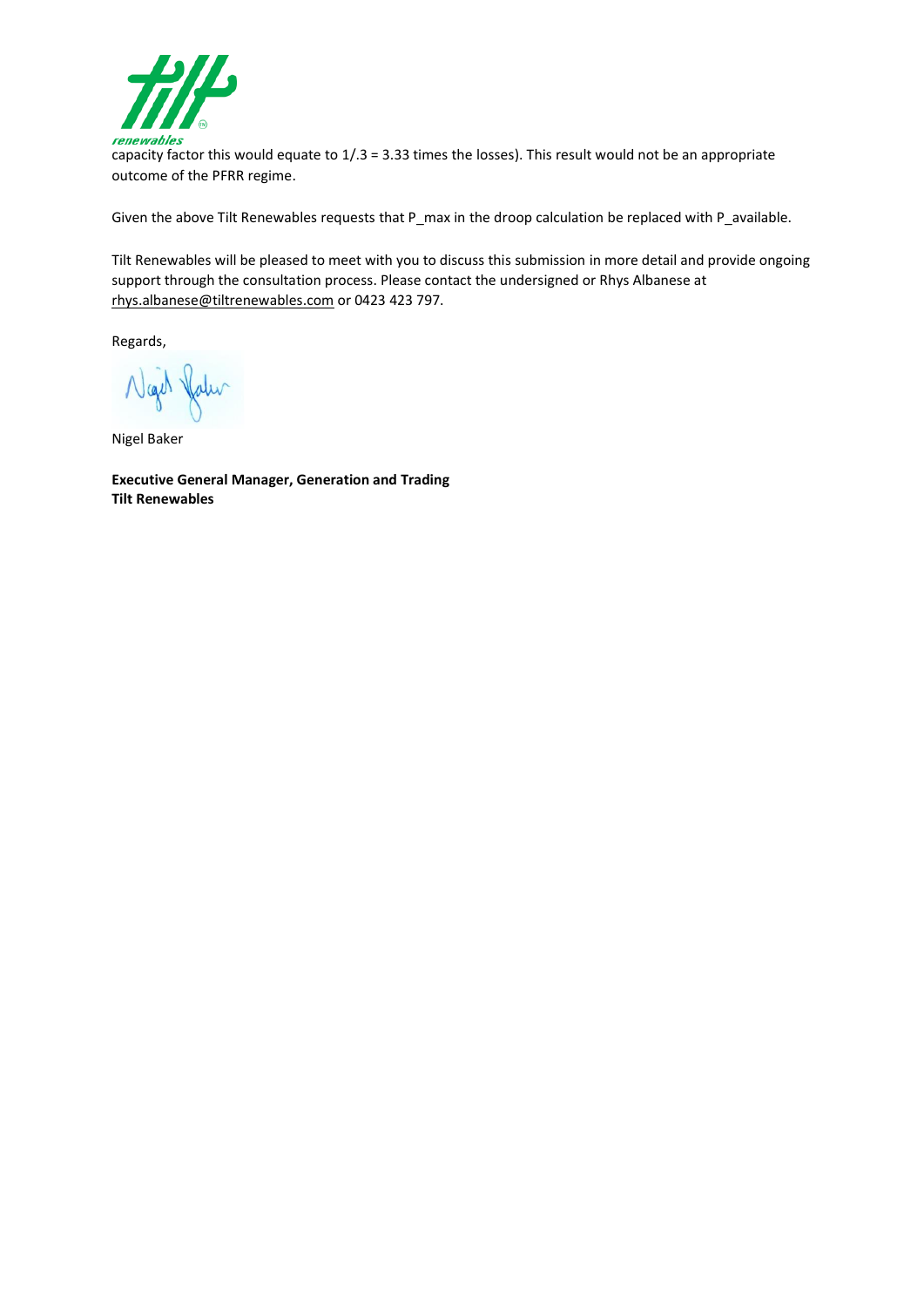capacity factor this would equate to 1/.3 = 3.33 times the losses). This result would not be an appropriate outcome of the PFRR regime.

Given the above Tilt Renewables requests that P_max in the droop calculation be replaced with P_available.

Tilt Renewables will be pleased to meet with you to discuss this submission in more detail and provide ongoing support through the consultation process. Please contact the undersigned or Rhys Albanese at rhys.albanese@tiltrenewables.com or 0423 423 797.

Regards,

Nigel Baker

**Executive General Manager, Generation and Trading**
**Tilt Renewables**